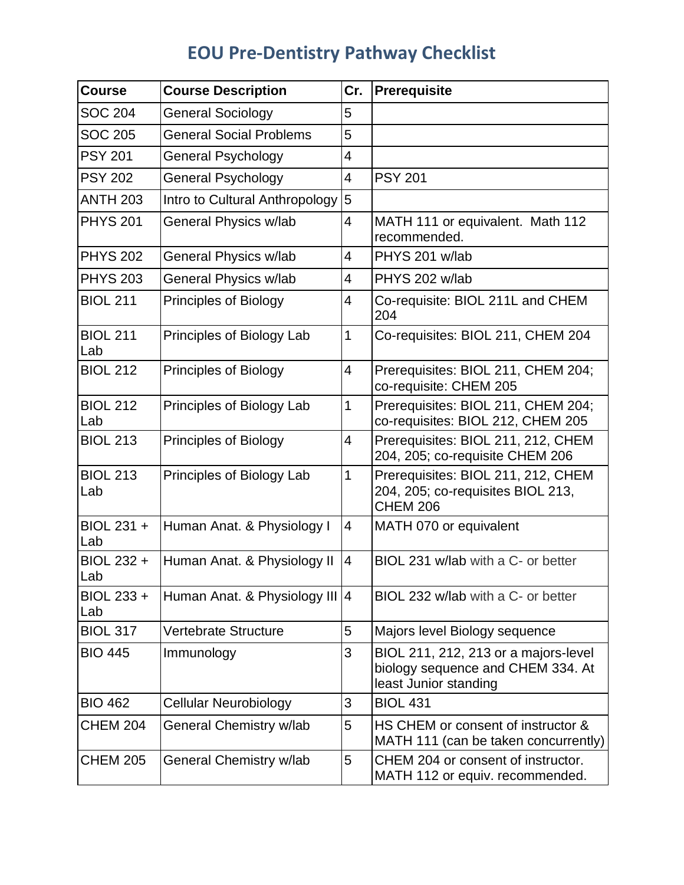# EOU Pre-Dentistry Pathway Checklist

| Course | Course Description | Cr. | Prerequisite |
|---|---|---|---|
| SOC 204 | General Sociology | 5 | |
| SOC 205 | General Social Problems | 5 | |
| PSY 201 | General Psychology | 4 | |
| PSY 202 | General Psychology | 4 | PSY 201 |
| ANTH 203 | Intro to Cultural Anthropology | 5 | |
| PHYS 201 | General Physics w/lab | 4 | MATH 111 or equivalent. Math 112 recommended. |
| PHYS 202 | General Physics w/lab | 4 | PHYS 201 w/lab |
| PHYS 203 | General Physics w/lab | 4 | PHYS 202 w/lab |
| BIOL 211 | Principles of Biology | 4 | Co-requisite: BIOL 211L and CHEM 204 |
| BIOL 211 Lab | Principles of Biology Lab | 1 | Co-requisites: BIOL 211, CHEM 204 |
| BIOL 212 | Principles of Biology | 4 | Prerequisites: BIOL 211, CHEM 204; co-requisite: CHEM 205 |
| BIOL 212 Lab | Principles of Biology Lab | 1 | Prerequisites: BIOL 211, CHEM 204; co-requisites: BIOL 212, CHEM 205 |
| BIOL 213 | Principles of Biology | 4 | Prerequisites: BIOL 211, 212, CHEM 204, 205; co-requisite CHEM 206 |
| BIOL 213 Lab | Principles of Biology Lab | 1 | Prerequisites: BIOL 211, 212, CHEM 204, 205; co-requisites BIOL 213, CHEM 206 |
| BIOL 231 + Lab | Human Anat. & Physiology I | 4 | MATH 070 or equivalent |
| BIOL 232 + Lab | Human Anat. & Physiology II | 4 | BIOL 231 w/lab with a C- or better |
| BIOL 233 + Lab | Human Anat. & Physiology III | 4 | BIOL 232 w/lab with a C- or better |
| BIOL 317 | Vertebrate Structure | 5 | Majors level Biology sequence |
| BIO 445 | Immunology | 3 | BIOL 211, 212, 213 or a majors-level biology sequence and CHEM 334. At least Junior standing |
| BIO 462 | Cellular Neurobiology | 3 | BIOL 431 |
| CHEM 204 | General Chemistry w/lab | 5 | HS CHEM or consent of instructor & MATH 111 (can be taken concurrently) |
| CHEM 205 | General Chemistry w/lab | 5 | CHEM 204 or consent of instructor. MATH 112 or equiv. recommended. |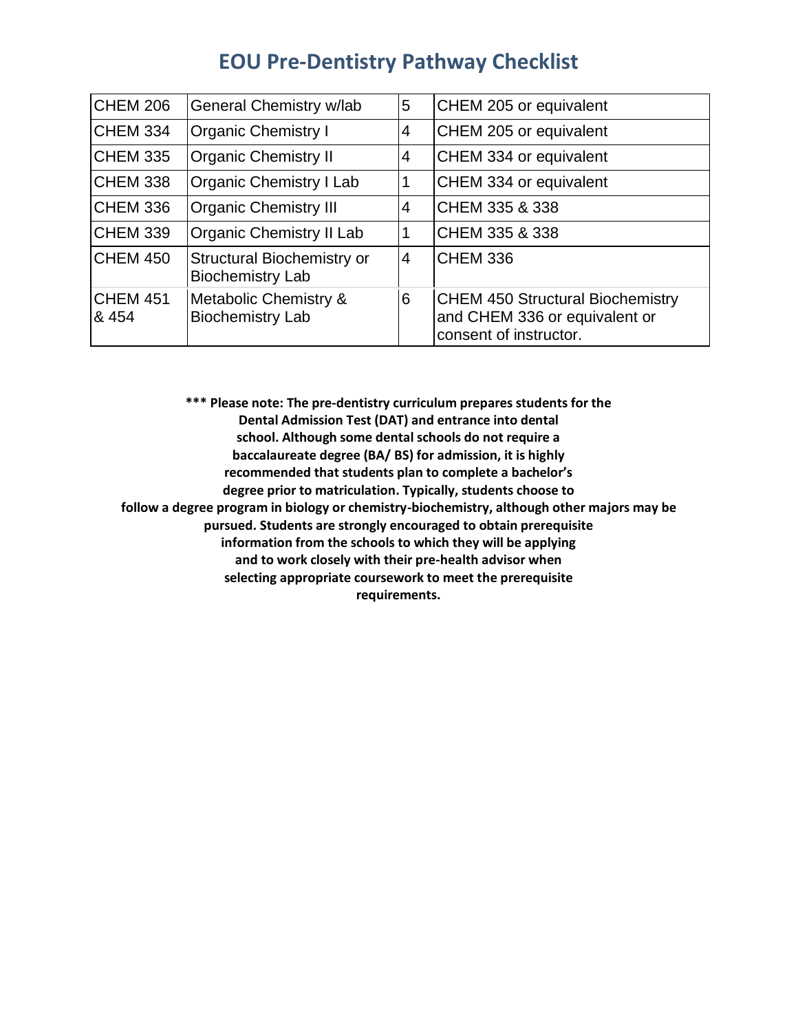# EOU Pre-Dentistry Pathway Checklist

| | | | |
|---|---|---|---|
| CHEM 206 | General Chemistry w/lab | 5 | CHEM 205 or equivalent |
| CHEM 334 | Organic Chemistry I | 4 | CHEM 205 or equivalent |
| CHEM 335 | Organic Chemistry II | 4 | CHEM 334 or equivalent |
| CHEM 338 | Organic Chemistry I Lab | 1 | CHEM 334 or equivalent |
| CHEM 336 | Organic Chemistry III | 4 | CHEM 335 & 338 |
| CHEM 339 | Organic Chemistry II Lab | 1 | CHEM 335 & 338 |
| CHEM 450 | Structural Biochemistry or Biochemistry Lab | 4 | CHEM 336 |
| CHEM 451 & 454 | Metabolic Chemistry & Biochemistry Lab | 6 | CHEM 450 Structural Biochemistry and CHEM 336 or equivalent or consent of instructor. |

**\*\*\* Please note: The pre-dentistry curriculum prepares students for the Dental Admission Test (DAT) and entrance into dental school. Although some dental schools do not require a baccalaureate degree (BA/ BS) for admission, it is highly recommended that students plan to complete a bachelor's degree prior to matriculation. Typically, students choose to follow a degree program in biology or chemistry-biochemistry, although other majors may be pursued. Students are strongly encouraged to obtain prerequisite information from the schools to which they will be applying and to work closely with their pre-health advisor when selecting appropriate coursework to meet the prerequisite requirements.**